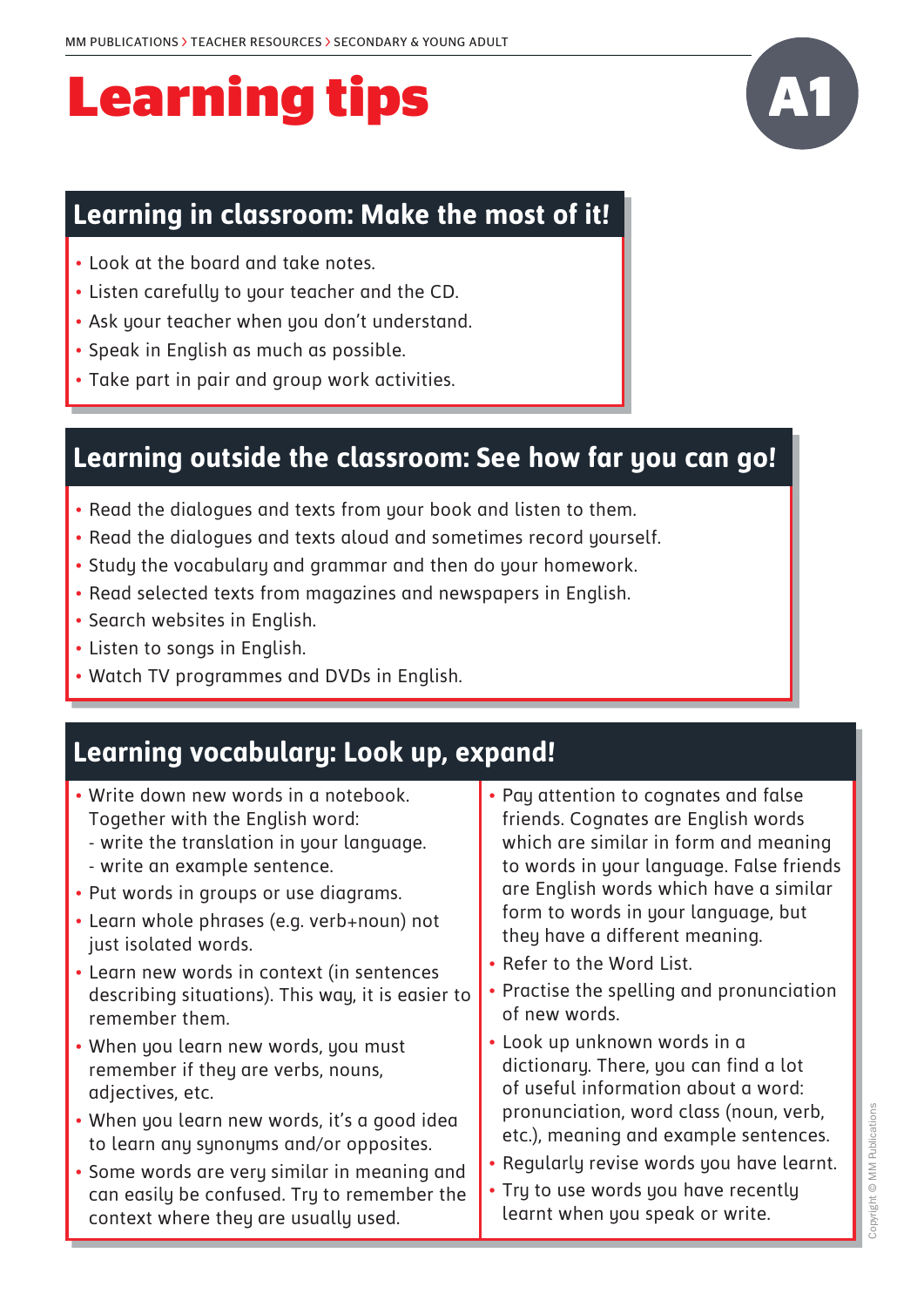# Learning tips

A1

## Learning in classroom: Make the most of it!

- Look at the board and take notes.
- Listen carefully to your teacher and the CD.
- Ask your teacher when you don't understand.
- Speak in English as much as possible.
- Take part in pair and group work activities.

## Learning outside the classroom: See how far you can go!

- Read the dialogues and texts from your book and listen to them.
- Read the dialogues and texts aloud and sometimes record yourself.
- Study the vocabulary and grammar and then do your homework.
- Read selected texts from magazines and newspapers in English.
- Search websites in English.
- Listen to songs in English.
- Watch TV programmes and DVDs in English.

## Learning vocabulary: Look up, expand!

- Write down new words in a notebook. Together with the English word:
  - write the translation in your language.
  - write an example sentence.
- Put words in groups or use diagrams.
- Learn whole phrases (e.g. verb+noun) not just isolated words.
- Learn new words in context (in sentences describing situations). This way, it is easier to remember them.
- When you learn new words, you must remember if they are verbs, nouns, adjectives, etc.
- When you learn new words, it's a good idea to learn any synonyms and/or opposites.
- Some words are very similar in meaning and can easily be confused. Try to remember the context where they are usually used.
- Pay attention to cognates and false friends. Cognates are English words which are similar in form and meaning to words in your language. False friends are English words which have a similar form to words in your language, but they have a different meaning.
- Refer to the Word List.
- Practise the spelling and pronunciation of new words.
- Look up unknown words in a dictionary. There, you can find a lot of useful information about a word: pronunciation, word class (noun, verb, etc.), meaning and example sentences.
- Regularly revise words you have learnt.
- Try to use words you have recently learnt when you speak or write.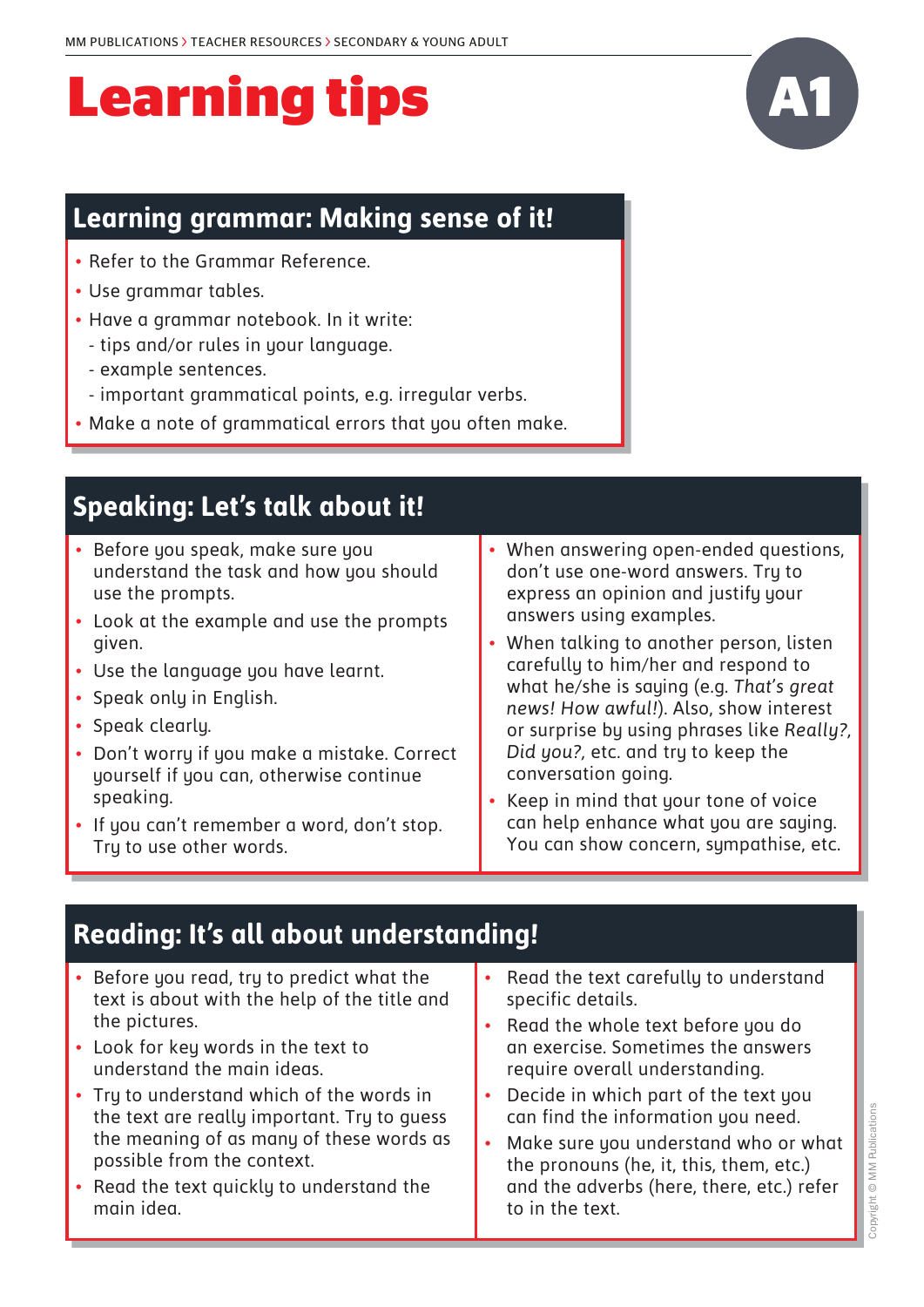# Learning tips

A1

## Learning grammar: Making sense of it!

- Refer to the Grammar Reference.
- Use grammar tables.
- Have a grammar notebook. In it write:
  - tips and/or rules in your language.
  - example sentences.
  - important grammatical points, e.g. irregular verbs.
- Make a note of grammatical errors that you often make.

## Speaking: Let's talk about it!

- Before you speak, make sure you understand the task and how you should use the prompts.
- Look at the example and use the prompts given.
- Use the language you have learnt.
- Speak only in English.
- Speak clearly.
- Don't worry if you make a mistake. Correct yourself if you can, otherwise continue speaking.
- If you can't remember a word, don't stop. Try to use other words.
- When answering open-ended questions, don't use one-word answers. Try to express an opinion and justify your answers using examples.
- When talking to another person, listen carefully to him/her and respond to what he/she is saying (e.g. *That's great news! How awful!*). Also, show interest or surprise by using phrases like *Really?*, *Did you?*, etc. and try to keep the conversation going.
- Keep in mind that your tone of voice can help enhance what you are saying. You can show concern, sympathise, etc.

## Reading: It's all about understanding!

- Before you read, try to predict what the text is about with the help of the title and the pictures.
- Look for key words in the text to understand the main ideas.
- Try to understand which of the words in the text are really important. Try to guess the meaning of as many of these words as possible from the context.
- Read the text quickly to understand the main idea.
- Read the text carefully to understand specific details.
- Read the whole text before you do an exercise. Sometimes the answers require overall understanding.
- Decide in which part of the text you can find the information you need.
- Make sure you understand who or what the pronouns (he, it, this, them, etc.) and the adverbs (here, there, etc.) refer to in the text.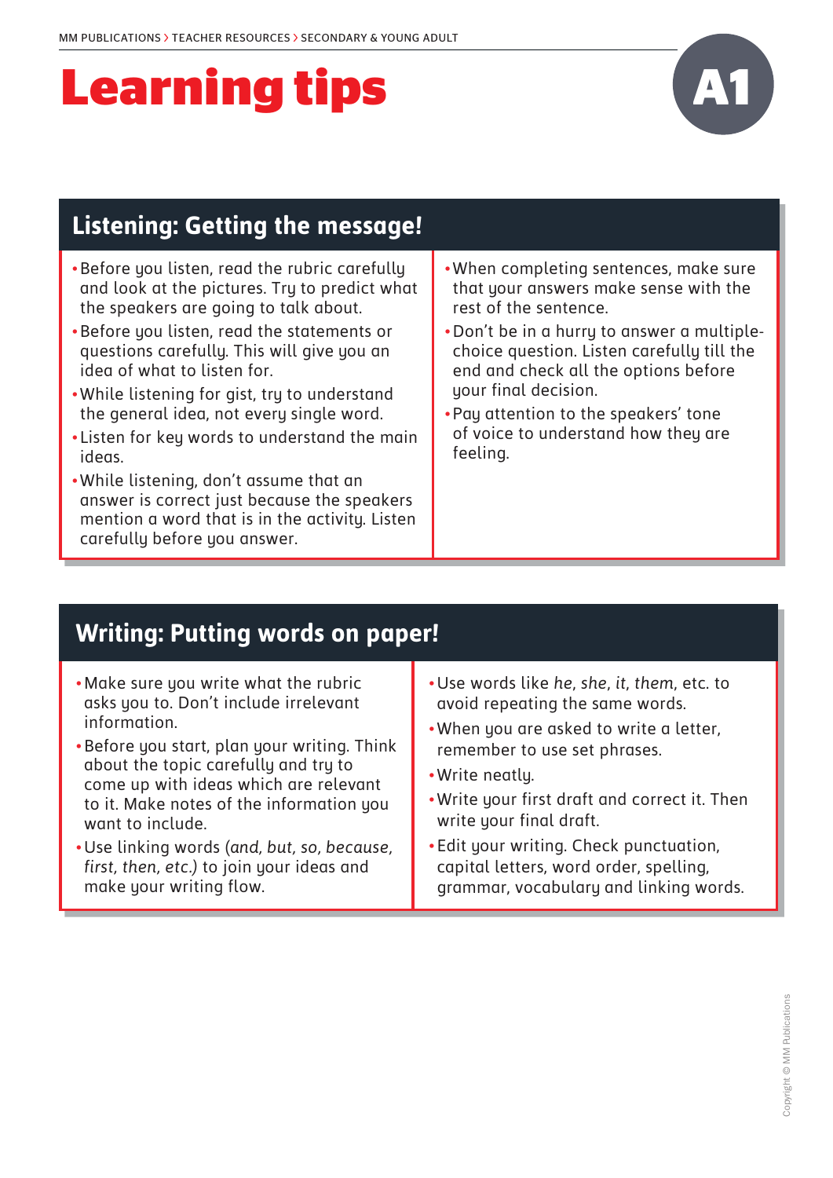# Learning tips

A1

## Listening: Getting the message!

- Before you listen, read the rubric carefully and look at the pictures. Try to predict what the speakers are going to talk about.
- Before you listen, read the statements or questions carefully. This will give you an idea of what to listen for.
- While listening for gist, try to understand the general idea, not every single word.
- Listen for key words to understand the main ideas.
- While listening, don't assume that an answer is correct just because the speakers mention a word that is in the activity. Listen carefully before you answer.
- When completing sentences, make sure that your answers make sense with the rest of the sentence.
- Don't be in a hurry to answer a multiple-choice question. Listen carefully till the end and check all the options before your final decision.
- Pay attention to the speakers' tone of voice to understand how they are feeling.

## Writing: Putting words on paper!

- Make sure you write what the rubric asks you to. Don't include irrelevant information.
- Before you start, plan your writing. Think about the topic carefully and try to come up with ideas which are relevant to it. Make notes of the information you want to include.
- Use linking words (*and*, *but*, *so*, *because*, *first*, *then*, *etc.*) to join your ideas and make your writing flow.
- Use words like *he*, *she*, *it*, *them*, etc. to avoid repeating the same words.
- When you are asked to write a letter, remember to use set phrases.
- Write neatly.
- Write your first draft and correct it. Then write your final draft.
- Edit your writing. Check punctuation, capital letters, word order, spelling, grammar, vocabulary and linking words.